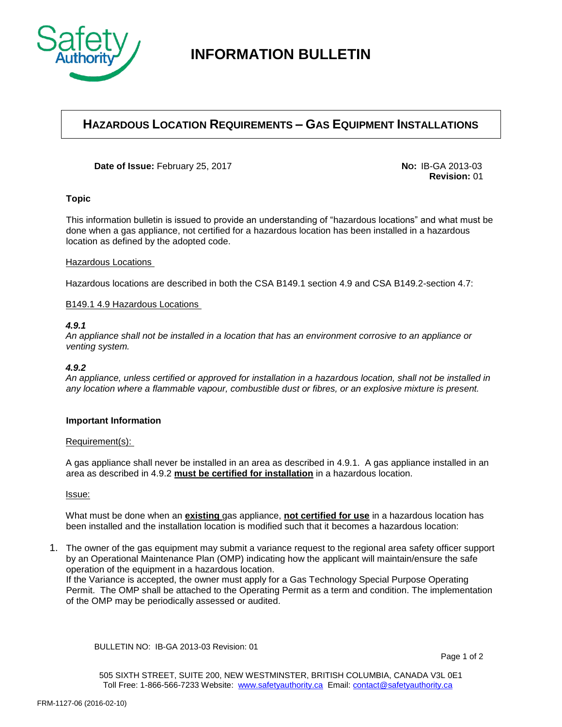# INFORMATION BULLETIN

## HAZARDOUS LOCATION REQUIREMENTS – GAS EQUIPMENT INSTALLATIONS

**Date of Issue:** February 25, 2017

**No:** IB-GA 2013-03
**Revision:** 01

### Topic

This information bulletin is issued to provide an understanding of "hazardous locations" and what must be done when a gas appliance, not certified for a hazardous location has been installed in a hazardous location as defined by the adopted code.

Hazardous Locations

Hazardous locations are described in both the CSA B149.1 section 4.9 and CSA B149.2-section 4.7:

B149.1 4.9 Hazardous Locations

***4.9.1***
*An appliance shall not be installed in a location that has an environment corrosive to an appliance or venting system.*

***4.9.2***
*An appliance, unless certified or approved for installation in a hazardous location, shall not be installed in any location where a flammable vapour, combustible dust or fibres, or an explosive mixture is present.*

### Important Information

Requirement(s):

A gas appliance shall never be installed in an area as described in 4.9.1. A gas appliance installed in an area as described in 4.9.2 **must be certified for installation** in a hazardous location.

Issue:

What must be done when an **existing** gas appliance, **not certified for use** in a hazardous location has been installed and the installation location is modified such that it becomes a hazardous location:

1. The owner of the gas equipment may submit a variance request to the regional area safety officer support by an Operational Maintenance Plan (OMP) indicating how the applicant will maintain/ensure the safe operation of the equipment in a hazardous location.
   If the Variance is accepted, the owner must apply for a Gas Technology Special Purpose Operating Permit. The OMP shall be attached to the Operating Permit as a term and condition. The implementation of the OMP may be periodically assessed or audited.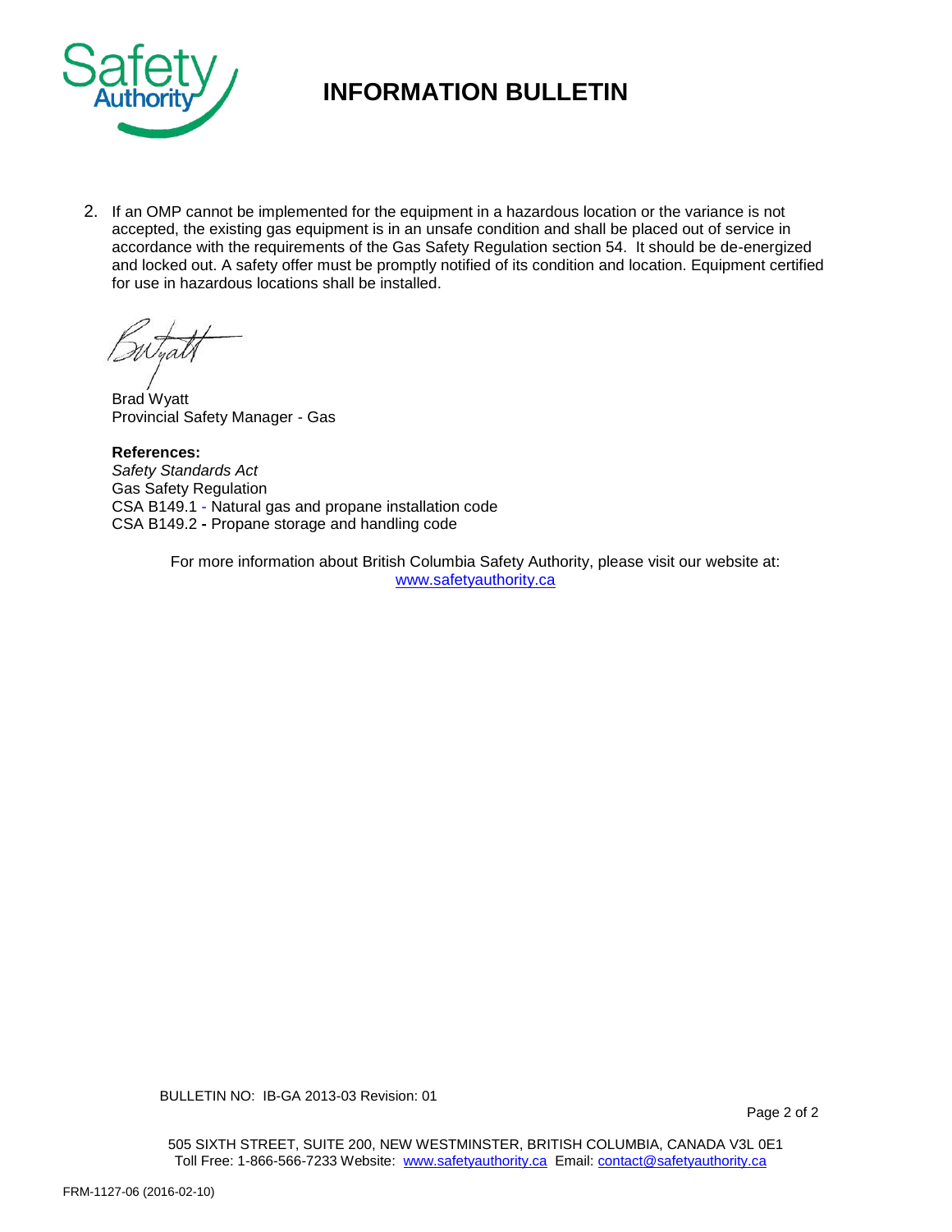# INFORMATION BULLETIN

2. If an OMP cannot be implemented for the equipment in a hazardous location or the variance is not accepted, the existing gas equipment is in an unsafe condition and shall be placed out of service in accordance with the requirements of the Gas Safety Regulation section 54. It should be de-energized and locked out. A safety offer must be promptly notified of its condition and location. Equipment certified for use in hazardous locations shall be installed.

Brad Wyatt
Provincial Safety Manager - Gas

**References:**
*Safety Standards Act*
Gas Safety Regulation
CSA B149.1 - Natural gas and propane installation code
CSA B149.2 **-** Propane storage and handling code

For more information about British Columbia Safety Authority, please visit our website at: www.safetyauthority.ca

BULLETIN NO: IB-GA 2013-03 Revision: 01

505 SIXTH STREET, SUITE 200, NEW WESTMINSTER, BRITISH COLUMBIA, CANADA V3L 0E1
Toll Free: 1-866-566-7233 Website: www.safetyauthority.ca Email: contact@safetyauthority.ca

FRM-1127-06 (2016-02-10)